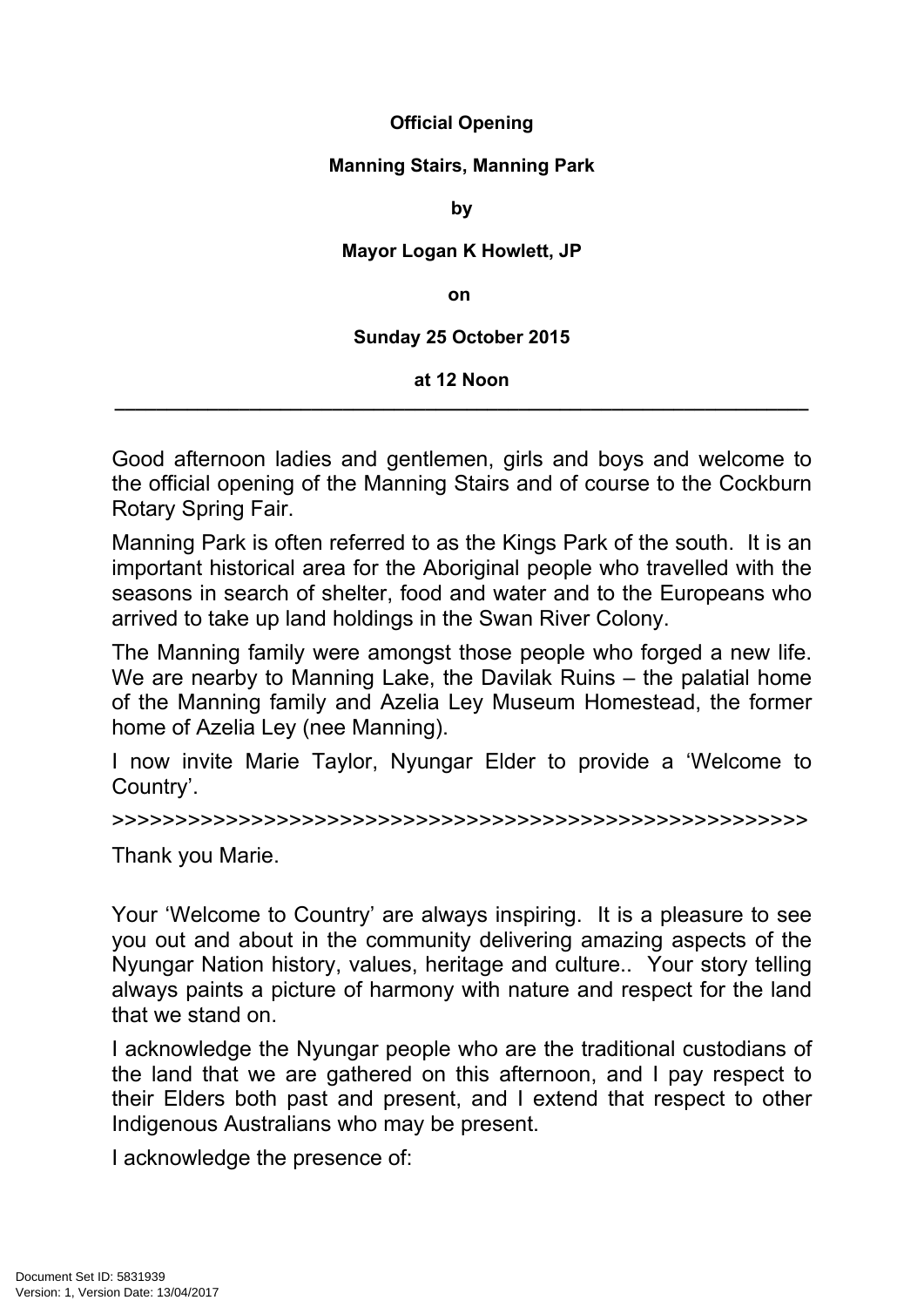**Official Opening**

**Manning Stairs, Manning Park**

**by**

**Mayor Logan K Howlett, JP**

**on**

**Sunday 25 October 2015**

**at 12 Noon**

---

Good afternoon ladies and gentlemen, girls and boys and welcome to the official opening of the Manning Stairs and of course to the Cockburn Rotary Spring Fair.

Manning Park is often referred to as the Kings Park of the south. It is an important historical area for the Aboriginal people who travelled with the seasons in search of shelter, food and water and to the Europeans who arrived to take up land holdings in the Swan River Colony.

The Manning family were amongst those people who forged a new life. We are nearby to Manning Lake, the Davilak Ruins – the palatial home of the Manning family and Azelia Ley Museum Homestead, the former home of Azelia Ley (nee Manning).

I now invite Marie Taylor, Nyungar Elder to provide a 'Welcome to Country'.

>>>>>>>>>>>>>>>>>>>>>>>>>>>>>>>>>>>>>>>>>>>>>>>>>>>>>>>>>>>

Thank you Marie.

Your 'Welcome to Country' are always inspiring. It is a pleasure to see you out and about in the community delivering amazing aspects of the Nyungar Nation history, values, heritage and culture.. Your story telling always paints a picture of harmony with nature and respect for the land that we stand on.

I acknowledge the Nyungar people who are the traditional custodians of the land that we are gathered on this afternoon, and I pay respect to their Elders both past and present, and I extend that respect to other Indigenous Australians who may be present.

I acknowledge the presence of: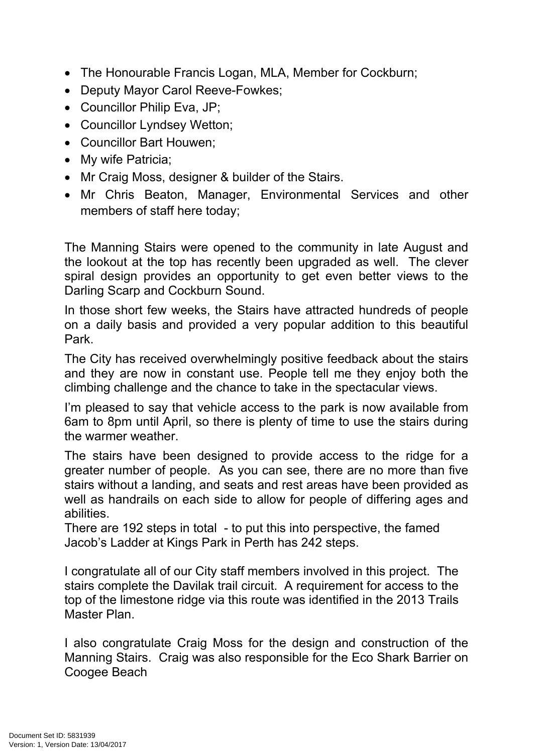- The Honourable Francis Logan, MLA, Member for Cockburn;
- Deputy Mayor Carol Reeve-Fowkes;
- Councillor Philip Eva, JP;
- Councillor Lyndsey Wetton;
- Councillor Bart Houwen;
- My wife Patricia;
- Mr Craig Moss, designer & builder of the Stairs.
- Mr Chris Beaton, Manager, Environmental Services and other members of staff here today;

The Manning Stairs were opened to the community in late August and the lookout at the top has recently been upgraded as well. The clever spiral design provides an opportunity to get even better views to the Darling Scarp and Cockburn Sound.

In those short few weeks, the Stairs have attracted hundreds of people on a daily basis and provided a very popular addition to this beautiful Park.

The City has received overwhelmingly positive feedback about the stairs and they are now in constant use. People tell me they enjoy both the climbing challenge and the chance to take in the spectacular views.

I'm pleased to say that vehicle access to the park is now available from 6am to 8pm until April, so there is plenty of time to use the stairs during the warmer weather.

The stairs have been designed to provide access to the ridge for a greater number of people. As you can see, there are no more than five stairs without a landing, and seats and rest areas have been provided as well as handrails on each side to allow for people of differing ages and abilities.
There are 192 steps in total - to put this into perspective, the famed Jacob's Ladder at Kings Park in Perth has 242 steps.

I congratulate all of our City staff members involved in this project. The stairs complete the Davilak trail circuit. A requirement for access to the top of the limestone ridge via this route was identified in the 2013 Trails Master Plan.

I also congratulate Craig Moss for the design and construction of the Manning Stairs. Craig was also responsible for the Eco Shark Barrier on Coogee Beach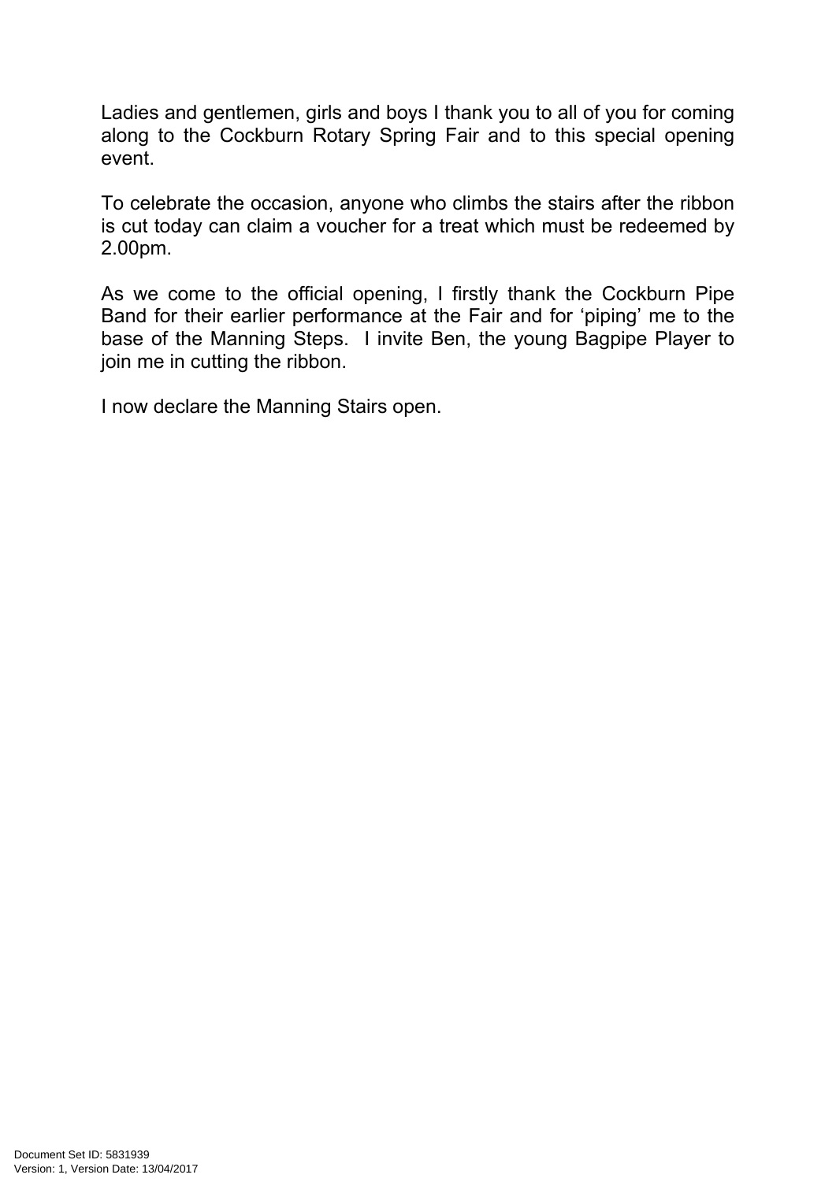Ladies and gentlemen, girls and boys I thank you to all of you for coming along to the Cockburn Rotary Spring Fair and to this special opening event.

To celebrate the occasion, anyone who climbs the stairs after the ribbon is cut today can claim a voucher for a treat which must be redeemed by 2.00pm.

As we come to the official opening, I firstly thank the Cockburn Pipe Band for their earlier performance at the Fair and for 'piping' me to the base of the Manning Steps. I invite Ben, the young Bagpipe Player to join me in cutting the ribbon.

I now declare the Manning Stairs open.